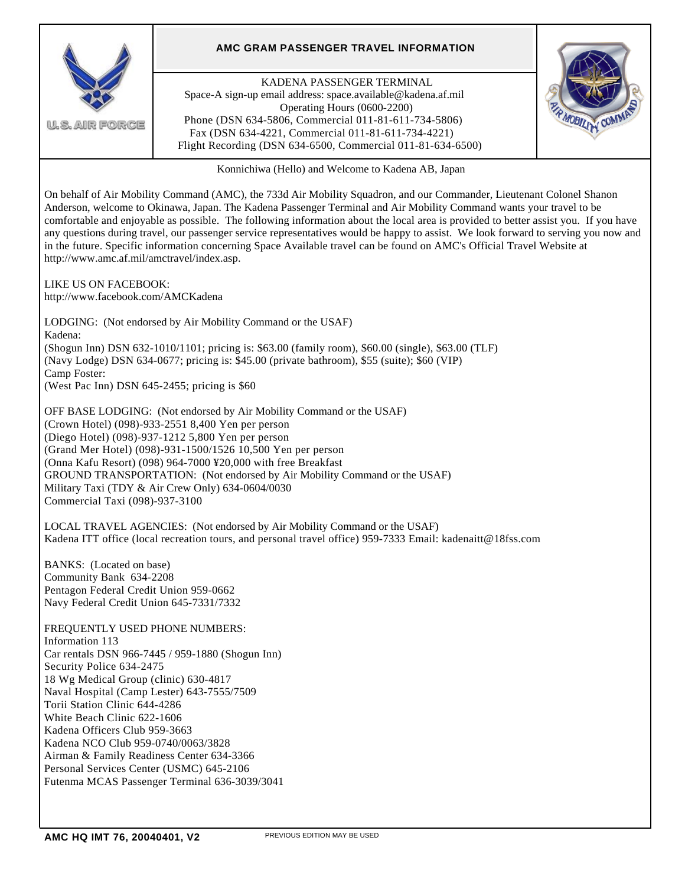# AMC GRAM PASSENGER TRAVEL INFORMATION

KADENA PASSENGER TERMINAL
Space-A sign-up email address: space.available@kadena.af.mil
Operating Hours (0600-2200)
Phone (DSN 634-5806, Commercial 011-81-611-734-5806)
Fax (DSN 634-4221, Commercial 011-81-611-734-4221)
Flight Recording (DSN 634-6500, Commercial 011-81-634-6500)

Konnichiwa (Hello) and Welcome to Kadena AB, Japan

On behalf of Air Mobility Command (AMC), the 733d Air Mobility Squadron, and our Commander, Lieutenant Colonel Shanon Anderson, welcome to Okinawa, Japan. The Kadena Passenger Terminal and Air Mobility Command wants your travel to be comfortable and enjoyable as possible. The following information about the local area is provided to better assist you. If you have any questions during travel, our passenger service representatives would be happy to assist. We look forward to serving you now and in the future. Specific information concerning Space Available travel can be found on AMC's Official Travel Website at http://www.amc.af.mil/amctravel/index.asp.

LIKE US ON FACEBOOK:
http://www.facebook.com/AMCKadena

LODGING: (Not endorsed by Air Mobility Command or the USAF)
Kadena:
(Shogun Inn) DSN 632-1010/1101; pricing is: $63.00 (family room), $60.00 (single), $63.00 (TLF)
(Navy Lodge) DSN 634-0677; pricing is: $45.00 (private bathroom), $55 (suite); $60 (VIP)
Camp Foster:
(West Pac Inn) DSN 645-2455; pricing is $60

OFF BASE LODGING: (Not endorsed by Air Mobility Command or the USAF)
(Crown Hotel) (098)-933-2551 8,400 Yen per person
(Diego Hotel) (098)-937-1212 5,800 Yen per person
(Grand Mer Hotel) (098)-931-1500/1526 10,500 Yen per person
(Onna Kafu Resort) (098) 964-7000 ¥20,000 with free Breakfast
GROUND TRANSPORTATION: (Not endorsed by Air Mobility Command or the USAF)
Military Taxi (TDY & Air Crew Only) 634-0604/0030
Commercial Taxi (098)-937-3100

LOCAL TRAVEL AGENCIES: (Not endorsed by Air Mobility Command or the USAF)
Kadena ITT office (local recreation tours, and personal travel office) 959-7333 Email: kadenaitt@18fss.com

BANKS: (Located on base)
Community Bank 634-2208
Pentagon Federal Credit Union 959-0662
Navy Federal Credit Union 645-7331/7332

FREQUENTLY USED PHONE NUMBERS:
Information 113
Car rentals DSN 966-7445 / 959-1880 (Shogun Inn)
Security Police 634-2475
18 Wg Medical Group (clinic) 630-4817
Naval Hospital (Camp Lester) 643-7555/7509
Torii Station Clinic 644-4286
White Beach Clinic 622-1606
Kadena Officers Club 959-3663
Kadena NCO Club 959-0740/0063/3828
Airman & Family Readiness Center 634-3366
Personal Services Center (USMC) 645-2106
Futenma MCAS Passenger Terminal 636-3039/3041

**AMC HQ IMT 76, 20040401, V2** PREVIOUS EDITION MAY BE USED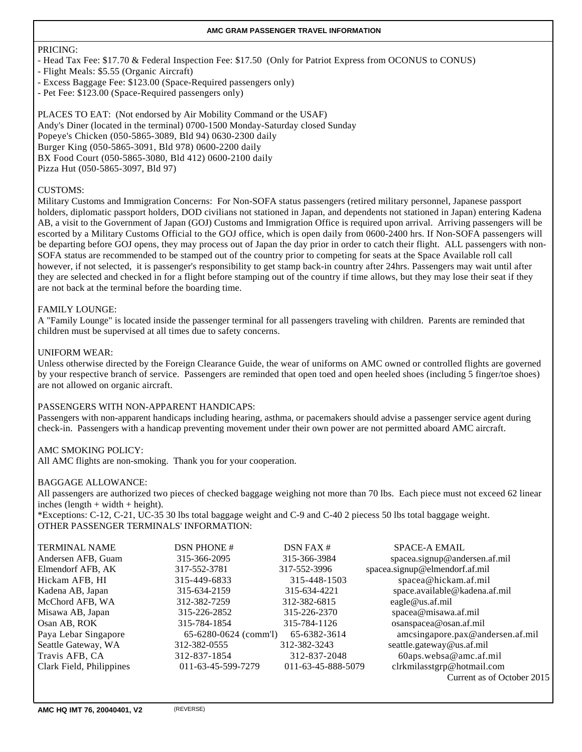**AMC GRAM PASSENGER TRAVEL INFORMATION**

PRICING:

- Head Tax Fee: $17.70 & Federal Inspection Fee: $17.50 (Only for Patriot Express from OCONUS to CONUS)
- Flight Meals: $5.55 (Organic Aircraft)
- Excess Baggage Fee: $123.00 (Space-Required passengers only)
- Pet Fee: $123.00 (Space-Required passengers only)

PLACES TO EAT: (Not endorsed by Air Mobility Command or the USAF)
Andy's Diner (located in the terminal) 0700-1500 Monday-Saturday closed Sunday
Popeye's Chicken (050-5865-3089, Bld 94) 0630-2300 daily
Burger King (050-5865-3091, Bld 978) 0600-2200 daily
BX Food Court (050-5865-3080, Bld 412) 0600-2100 daily
Pizza Hut (050-5865-3097, Bld 97)

CUSTOMS:
Military Customs and Immigration Concerns: For Non-SOFA status passengers (retired military personnel, Japanese passport holders, diplomatic passport holders, DOD civilians not stationed in Japan, and dependents not stationed in Japan) entering Kadena AB, a visit to the Government of Japan (GOJ) Customs and Immigration Office is required upon arrival. Arriving passengers will be escorted by a Military Customs Official to the GOJ office, which is open daily from 0600-2400 hrs. If Non-SOFA passengers will be departing before GOJ opens, they may process out of Japan the day prior in order to catch their flight. ALL passengers with non-SOFA status are recommended to be stamped out of the country prior to competing for seats at the Space Available roll call however, if not selected, it is passenger's responsibility to get stamp back-in country after 24hrs. Passengers may wait until after they are selected and checked in for a flight before stamping out of the country if time allows, but they may lose their seat if they are not back at the terminal before the boarding time.

FAMILY LOUNGE:
A "Family Lounge" is located inside the passenger terminal for all passengers traveling with children. Parents are reminded that children must be supervised at all times due to safety concerns.

UNIFORM WEAR:
Unless otherwise directed by the Foreign Clearance Guide, the wear of uniforms on AMC owned or controlled flights are governed by your respective branch of service. Passengers are reminded that open toed and open heeled shoes (including 5 finger/toe shoes) are not allowed on organic aircraft.

PASSENGERS WITH NON-APPARENT HANDICAPS:
Passengers with non-apparent handicaps including hearing, asthma, or pacemakers should advise a passenger service agent during check-in. Passengers with a handicap preventing movement under their own power are not permitted aboard AMC aircraft.

AMC SMOKING POLICY:
All AMC flights are non-smoking. Thank you for your cooperation.

BAGGAGE ALLOWANCE:
All passengers are authorized two pieces of checked baggage weighing not more than 70 lbs. Each piece must not exceed 62 linear inches (length + width + height).
*Exceptions: C-12, C-21, UC-35 30 lbs total baggage weight and C-9 and C-40 2 piecess 50 lbs total baggage weight.

OTHER PASSENGER TERMINALS' INFORMATION:

| TERMINAL NAME | DSN PHONE # | DSN FAX # | SPACE-A EMAIL |
|---|---|---|---|
| Andersen AFB, Guam | 315-366-2095 | 315-366-3984 | spacea.signup@andersen.af.mil |
| Elmendorf AFB, AK | 317-552-3781 | 317-552-3996 | spacea.signup@elmendorf.af.mil |
| Hickam AFB, HI | 315-449-6833 | 315-448-1503 | spacea@hickam.af.mil |
| Kadena AB, Japan | 315-634-2159 | 315-634-4221 | space.available@kadena.af.mil |
| McChord AFB, WA | 312-382-7259 | 312-382-6815 | eagle@us.af.mil |
| Misawa AB, Japan | 315-226-2852 | 315-226-2370 | spacea@misawa.af.mil |
| Osan AB, ROK | 315-784-1854 | 315-784-1126 | osanspacea@osan.af.mil |
| Paya Lebar Singapore | 65-6280-0624 (comm'l) | 65-6382-3614 | amcsingapore.pax@andersen.af.mil |
| Seattle Gateway, WA | 312-382-0555 | 312-382-3243 | seattle.gateway@us.af.mil |
| Travis AFB, CA | 312-837-1854 | 312-837-2048 | 60aps.websa@amc.af.mil |
| Clark Field, Philippines | 011-63-45-599-7279 | 011-63-45-888-5079 | clrkmilasstgrp@hotmail.com |

Current as of October 2015

AMC HQ IMT 76, 20040401, V2 (REVERSE)